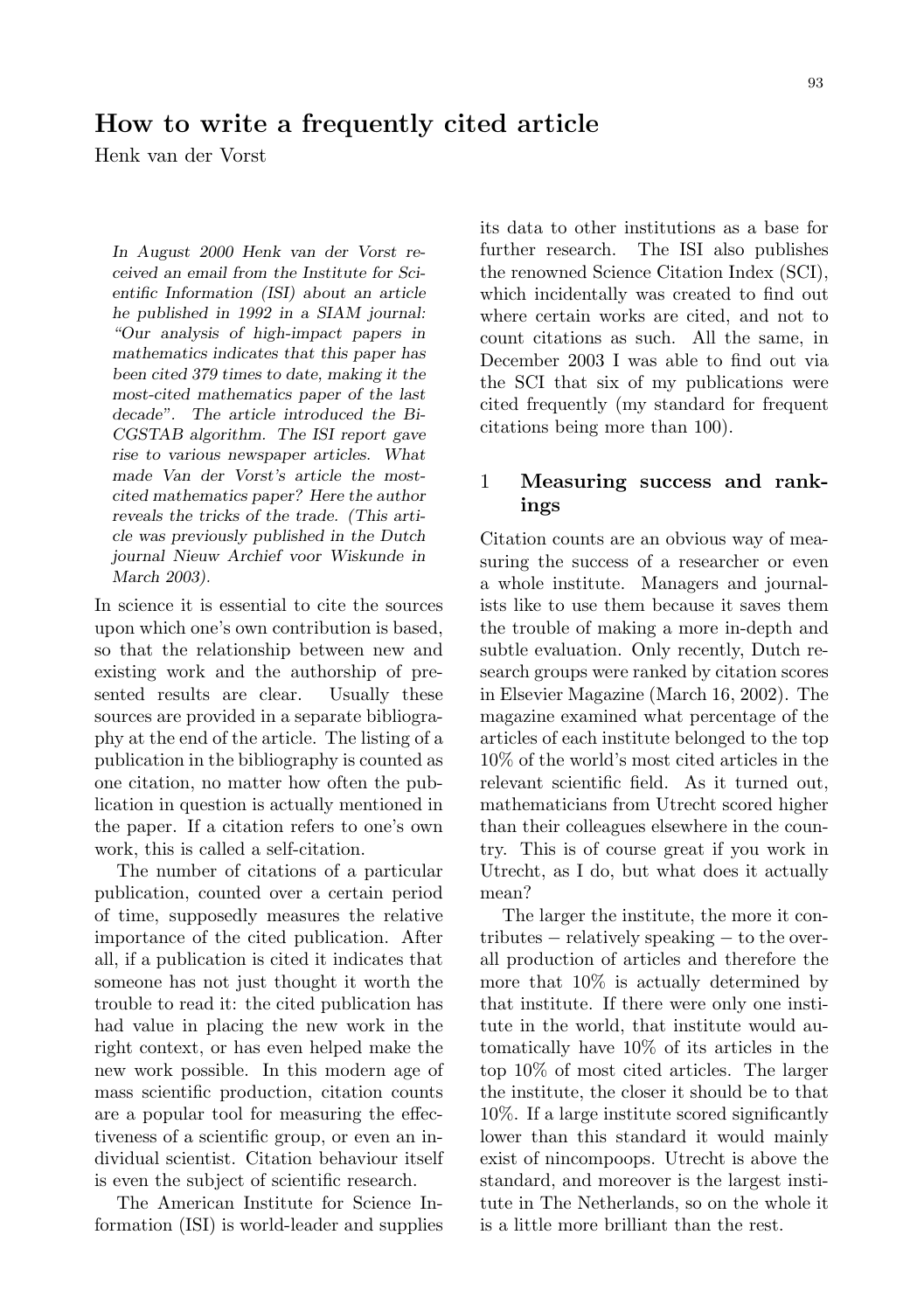# How to write a frequently cited article

Henk van der Vorst

*In August 2000 Henk van der Vorst received an email from the Institute for Scientific Information (ISI) about an article he published in 1992 in a SIAM journal: "Our analysis of high-impact papers in mathematics indicates that this paper has been cited 379 times to date, making it the most-cited mathematics paper of the last decade". The article introduced the Bi-CGSTAB algorithm. The ISI report gave rise to various newspaper articles. What made Van der Vorst's article the most-cited mathematics paper? Here the author reveals the tricks of the trade. (This article was previously published in the Dutch journal Nieuw Archief voor Wiskunde in March 2003).*

In science it is essential to cite the sources upon which one's own contribution is based, so that the relationship between new and existing work and the authorship of presented results are clear. Usually these sources are provided in a separate bibliography at the end of the article. The listing of a publication in the bibliography is counted as one citation, no matter how often the publication in question is actually mentioned in the paper. If a citation refers to one's own work, this is called a self-citation.

The number of citations of a particular publication, counted over a certain period of time, supposedly measures the relative importance of the cited publication. After all, if a publication is cited it indicates that someone has not just thought it worth the trouble to read it: the cited publication has had value in placing the new work in the right context, or has even helped make the new work possible. In this modern age of mass scientific production, citation counts are a popular tool for measuring the effectiveness of a scientific group, or even an individual scientist. Citation behaviour itself is even the subject of scientific research.

The American Institute for Science Information (ISI) is world-leader and supplies its data to other institutions as a base for further research. The ISI also publishes the renowned Science Citation Index (SCI), which incidentally was created to find out where certain works are cited, and not to count citations as such. All the same, in December 2003 I was able to find out via the SCI that six of my publications were cited frequently (my standard for frequent citations being more than 100).

## 1 Measuring success and rankings

Citation counts are an obvious way of measuring the success of a researcher or even a whole institute. Managers and journalists like to use them because it saves them the trouble of making a more in-depth and subtle evaluation. Only recently, Dutch research groups were ranked by citation scores in Elsevier Magazine (March 16, 2002). The magazine examined what percentage of the articles of each institute belonged to the top 10% of the world's most cited articles in the relevant scientific field. As it turned out, mathematicians from Utrecht scored higher than their colleagues elsewhere in the country. This is of course great if you work in Utrecht, as I do, but what does it actually mean?

The larger the institute, the more it contributes − relatively speaking − to the overall production of articles and therefore the more that 10% is actually determined by that institute. If there were only one institute in the world, that institute would automatically have 10% of its articles in the top 10% of most cited articles. The larger the institute, the closer it should be to that 10%. If a large institute scored significantly lower than this standard it would mainly exist of nincompoops. Utrecht is above the standard, and moreover is the largest institute in The Netherlands, so on the whole it is a little more brilliant than the rest.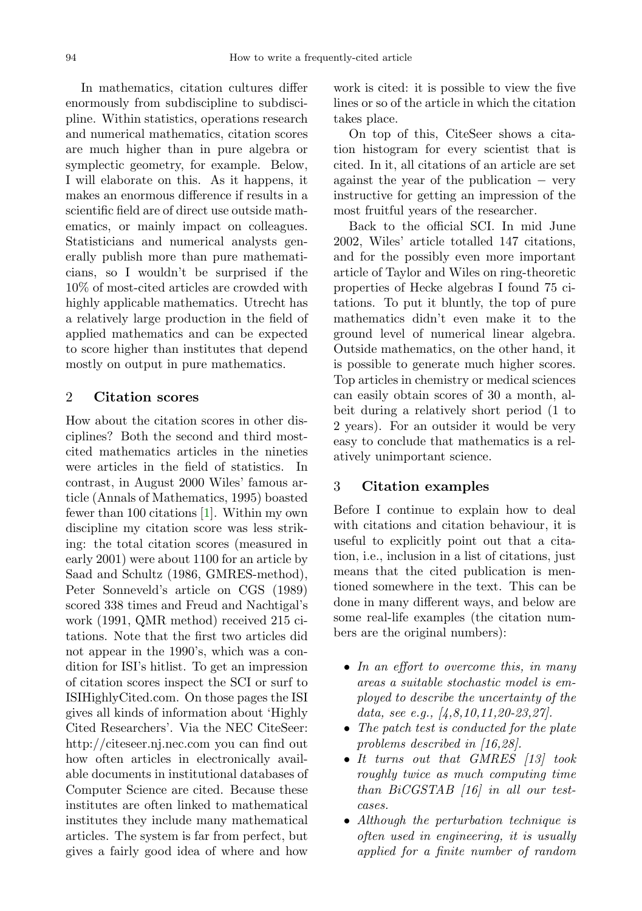In mathematics, citation cultures differ enormously from subdiscipline to subdiscipline. Within statistics, operations research and numerical mathematics, citation scores are much higher than in pure algebra or symplectic geometry, for example. Below, I will elaborate on this. As it happens, it makes an enormous difference if results in a scientific field are of direct use outside mathematics, or mainly impact on colleagues. Statisticians and numerical analysts generally publish more than pure mathematicians, so I wouldn't be surprised if the 10% of most-cited articles are crowded with highly applicable mathematics. Utrecht has a relatively large production in the field of applied mathematics and can be expected to score higher than institutes that depend mostly on output in pure mathematics.

## 2 Citation scores

How about the citation scores in other disciplines? Both the second and third most-cited mathematics articles in the nineties were articles in the field of statistics. In contrast, in August 2000 Wiles' famous article (Annals of Mathematics, 1995) boasted fewer than 100 citations [1]. Within my own discipline my citation score was less striking: the total citation scores (measured in early 2001) were about 1100 for an article by Saad and Schultz (1986, GMRES-method), Peter Sonneveld's article on CGS (1989) scored 338 times and Freud and Nachtigal's work (1991, QMR method) received 215 citations. Note that the first two articles did not appear in the 1990's, which was a condition for ISI's hitlist. To get an impression of citation scores inspect the SCI or surf to ISIHighlyCited.com. On those pages the ISI gives all kinds of information about 'Highly Cited Researchers'. Via the NEC CiteSeer: http://citeseer.nj.nec.com you can find out how often articles in electronically available documents in institutional databases of Computer Science are cited. Because these institutes are often linked to mathematical institutes they include many mathematical articles. The system is far from perfect, but gives a fairly good idea of where and how work is cited: it is possible to view the five lines or so of the article in which the citation takes place.

On top of this, CiteSeer shows a citation histogram for every scientist that is cited. In it, all citations of an article are set against the year of the publication – very instructive for getting an impression of the most fruitful years of the researcher.

Back to the official SCI. In mid June 2002, Wiles' article totalled 147 citations, and for the possibly even more important article of Taylor and Wiles on ring-theoretic properties of Hecke algebras I found 75 citations. To put it bluntly, the top of pure mathematics didn't even make it to the ground level of numerical linear algebra. Outside mathematics, on the other hand, it is possible to generate much higher scores. Top articles in chemistry or medical sciences can easily obtain scores of 30 a month, albeit during a relatively short period (1 to 2 years). For an outsider it would be very easy to conclude that mathematics is a relatively unimportant science.

## 3 Citation examples

Before I continue to explain how to deal with citations and citation behaviour, it is useful to explicitly point out that a citation, i.e., inclusion in a list of citations, just means that the cited publication is mentioned somewhere in the text. This can be done in many different ways, and below are some real-life examples (the citation numbers are the original numbers):

- *In an effort to overcome this, in many areas a suitable stochastic model is employed to describe the uncertainty of the data, see e.g., [4,8,10,11,20-23,27].*
- *The patch test is conducted for the plate problems described in [16,28].*
- *It turns out that GMRES [13] took roughly twice as much computing time than BiCGSTAB [16] in all our test-cases.*
- *Although the perturbation technique is often used in engineering, it is usually applied for a finite number of random*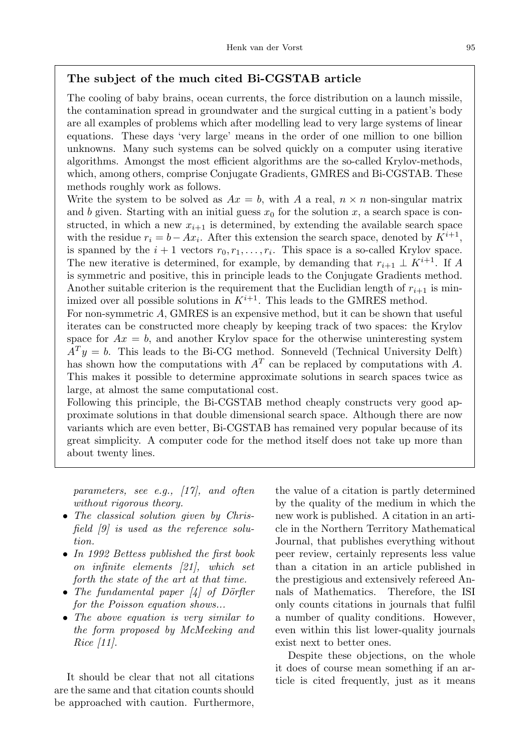### The subject of the much cited Bi-CGSTAB article

The cooling of baby brains, ocean currents, the force distribution on a launch missile, the contamination spread in groundwater and the surgical cutting in a patient's body are all examples of problems which after modelling lead to very large systems of linear equations. These days 'very large' means in the order of one million to one billion unknowns. Many such systems can be solved quickly on a computer using iterative algorithms. Amongst the most efficient algorithms are the so-called Krylov-methods, which, among others, comprise Conjugate Gradients, GMRES and Bi-CGSTAB. These methods roughly work as follows.

Write the system to be solved as $Ax = b$, with $A$ a real, $n \times n$ non-singular matrix and $b$ given. Starting with an initial guess $x_0$ for the solution $x$, a search space is constructed, in which a new $x_{i+1}$ is determined, by extending the available search space with the residue $r_i = b - Ax_i$. After this extension the search space, denoted by $K^{i+1}$, is spanned by the $i+1$ vectors $r_0, r_1, \ldots, r_i$. This space is a so-called Krylov space. The new iterative is determined, for example, by demanding that $r_{i+1} \perp K^{i+1}$. If $A$ is symmetric and positive, this in principle leads to the Conjugate Gradients method. Another suitable criterion is the requirement that the Euclidian length of $r_{i+1}$ is minimized over all possible solutions in $K^{i+1}$. This leads to the GMRES method.

For non-symmetric $A$, GMRES is an expensive method, but it can be shown that useful iterates can be constructed more cheaply by keeping track of two spaces: the Krylov space for $Ax = b$, and another Krylov space for the otherwise uninteresting system $A^T y = b$. This leads to the Bi-CG method. Sonneveld (Technical University Delft) has shown how the computations with $A^T$ can be replaced by computations with $A$. This makes it possible to determine approximate solutions in search spaces twice as large, at almost the same computational cost.

Following this principle, the Bi-CGSTAB method cheaply constructs very good approximate solutions in that double dimensional search space. Although there are now variants which are even better, Bi-CGSTAB has remained very popular because of its great simplicity. A computer code for the method itself does not take up more than about twenty lines.

*parameters, see e.g., [17], and often without rigorous theory.*

- *The classical solution given by Chrisfield [9] is used as the reference solution.*
- *In 1992 Bettess published the first book on infinite elements [21], which set forth the state of the art at that time.*
- *The fundamental paper [4] of Dörfler for the Poisson equation shows...*
- *The above equation is very similar to the form proposed by McMeeking and Rice [11].*

It should be clear that not all citations are the same and that citation counts should be approached with caution. Furthermore, the value of a citation is partly determined by the quality of the medium in which the new work is published. A citation in an article in the Northern Territory Mathematical Journal, that publishes everything without peer review, certainly represents less value than a citation in an article published in the prestigious and extensively refereed Annals of Mathematics. Therefore, the ISI only counts citations in journals that fulfil a number of quality conditions. However, even within this list lower-quality journals exist next to better ones.

Despite these objections, on the whole it does of course mean something if an article is cited frequently, just as it means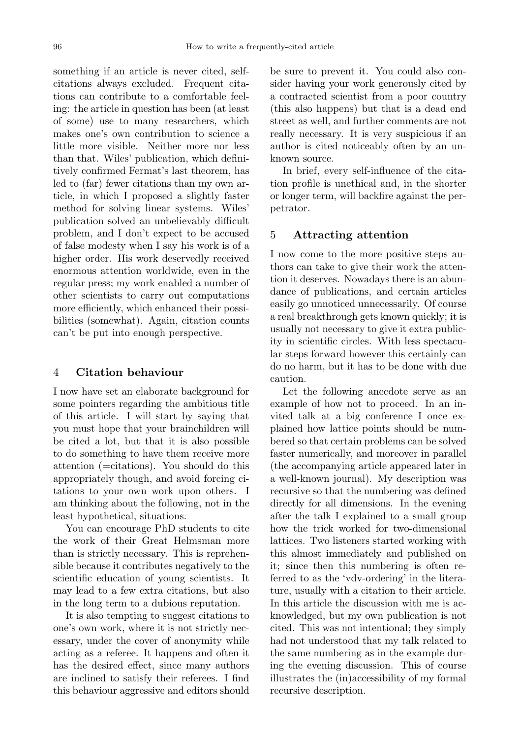something if an article is never cited, self-citations always excluded. Frequent citations can contribute to a comfortable feeling: the article in question has been (at least of some) use to many researchers, which makes one's own contribution to science a little more visible. Neither more nor less than that. Wiles' publication, which definitively confirmed Fermat's last theorem, has led to (far) fewer citations than my own article, in which I proposed a slightly faster method for solving linear systems. Wiles' publication solved an unbelievably difficult problem, and I don't expect to be accused of false modesty when I say his work is of a higher order. His work deservedly received enormous attention worldwide, even in the regular press; my work enabled a number of other scientists to carry out computations more efficiently, which enhanced their possibilities (somewhat). Again, citation counts can't be put into enough perspective.

## 4 Citation behaviour

I now have set an elaborate background for some pointers regarding the ambitious title of this article. I will start by saying that you must hope that your brainchildren will be cited a lot, but that it is also possible to do something to have them receive more attention (=citations). You should do this appropriately though, and avoid forcing citations to your own work upon others. I am thinking about the following, not in the least hypothetical, situations.

You can encourage PhD students to cite the work of their Great Helmsman more than is strictly necessary. This is reprehensible because it contributes negatively to the scientific education of young scientists. It may lead to a few extra citations, but also in the long term to a dubious reputation.

It is also tempting to suggest citations to one's own work, where it is not strictly necessary, under the cover of anonymity while acting as a referee. It happens and often it has the desired effect, since many authors are inclined to satisfy their referees. I find this behaviour aggressive and editors should be sure to prevent it. You could also consider having your work generously cited by a contracted scientist from a poor country (this also happens) but that is a dead end street as well, and further comments are not really necessary. It is very suspicious if an author is cited noticeably often by an unknown source.

In brief, every self-influence of the citation profile is unethical and, in the shorter or longer term, will backfire against the perpetrator.

## 5 Attracting attention

I now come to the more positive steps authors can take to give their work the attention it deserves. Nowadays there is an abundance of publications, and certain articles easily go unnoticed unnecessarily. Of course a real breakthrough gets known quickly; it is usually not necessary to give it extra publicity in scientific circles. With less spectacular steps forward however this certainly can do no harm, but it has to be done with due caution.

Let the following anecdote serve as an example of how not to proceed. In an invited talk at a big conference I once explained how lattice points should be numbered so that certain problems can be solved faster numerically, and moreover in parallel (the accompanying article appeared later in a well-known journal). My description was recursive so that the numbering was defined directly for all dimensions. In the evening after the talk I explained to a small group how the trick worked for two-dimensional lattices. Two listeners started working with this almost immediately and published on it; since then this numbering is often referred to as the 'vdv-ordering' in the literature, usually with a citation to their article. In this article the discussion with me is acknowledged, but my own publication is not cited. This was not intentional; they simply had not understood that my talk related to the same numbering as in the example during the evening discussion. This of course illustrates the (in)accessibility of my formal recursive description.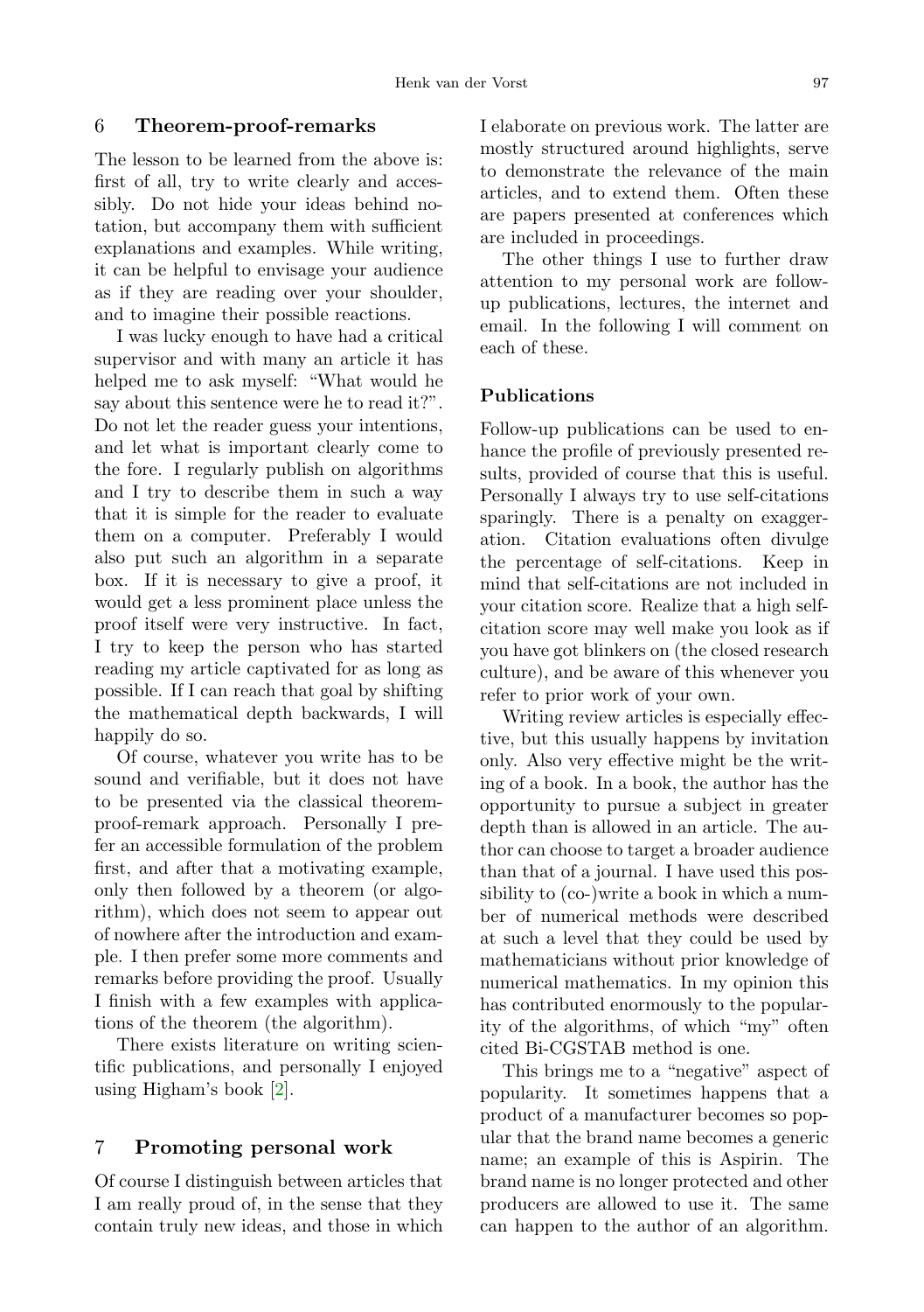## 6 Theorem-proof-remarks

The lesson to be learned from the above is: first of all, try to write clearly and accessibly. Do not hide your ideas behind notation, but accompany them with sufficient explanations and examples. While writing, it can be helpful to envisage your audience as if they are reading over your shoulder, and to imagine their possible reactions.

I was lucky enough to have had a critical supervisor and with many an article it has helped me to ask myself: "What would he say about this sentence were he to read it?". Do not let the reader guess your intentions, and let what is important clearly come to the fore. I regularly publish on algorithms and I try to describe them in such a way that it is simple for the reader to evaluate them on a computer. Preferably I would also put such an algorithm in a separate box. If it is necessary to give a proof, it would get a less prominent place unless the proof itself were very instructive. In fact, I try to keep the person who has started reading my article captivated for as long as possible. If I can reach that goal by shifting the mathematical depth backwards, I will happily do so.

Of course, whatever you write has to be sound and verifiable, but it does not have to be presented via the classical theorem-proof-remark approach. Personally I prefer an accessible formulation of the problem first, and after that a motivating example, only then followed by a theorem (or algorithm), which does not seem to appear out of nowhere after the introduction and example. I then prefer some more comments and remarks before providing the proof. Usually I finish with a few examples with applications of the theorem (the algorithm).

There exists literature on writing scientific publications, and personally I enjoyed using Higham's book [2].

## 7 Promoting personal work

Of course I distinguish between articles that I am really proud of, in the sense that they contain truly new ideas, and those in which I elaborate on previous work. The latter are mostly structured around highlights, serve to demonstrate the relevance of the main articles, and to extend them. Often these are papers presented at conferences which are included in proceedings.

The other things I use to further draw attention to my personal work are follow-up publications, lectures, the internet and email. In the following I will comment on each of these.

### Publications

Follow-up publications can be used to enhance the profile of previously presented results, provided of course that this is useful. Personally I always try to use self-citations sparingly. There is a penalty on exaggeration. Citation evaluations often divulge the percentage of self-citations. Keep in mind that self-citations are not included in your citation score. Realize that a high self-citation score may well make you look as if you have got blinkers on (the closed research culture), and be aware of this whenever you refer to prior work of your own.

Writing review articles is especially effective, but this usually happens by invitation only. Also very effective might be the writing of a book. In a book, the author has the opportunity to pursue a subject in greater depth than is allowed in an article. The author can choose to target a broader audience than that of a journal. I have used this possibility to (co-)write a book in which a number of numerical methods were described at such a level that they could be used by mathematicians without prior knowledge of numerical mathematics. In my opinion this has contributed enormously to the popularity of the algorithms, of which "my" often cited Bi-CGSTAB method is one.

This brings me to a "negative" aspect of popularity. It sometimes happens that a product of a manufacturer becomes so popular that the brand name becomes a generic name; an example of this is Aspirin. The brand name is no longer protected and other producers are allowed to use it. The same can happen to the author of an algorithm.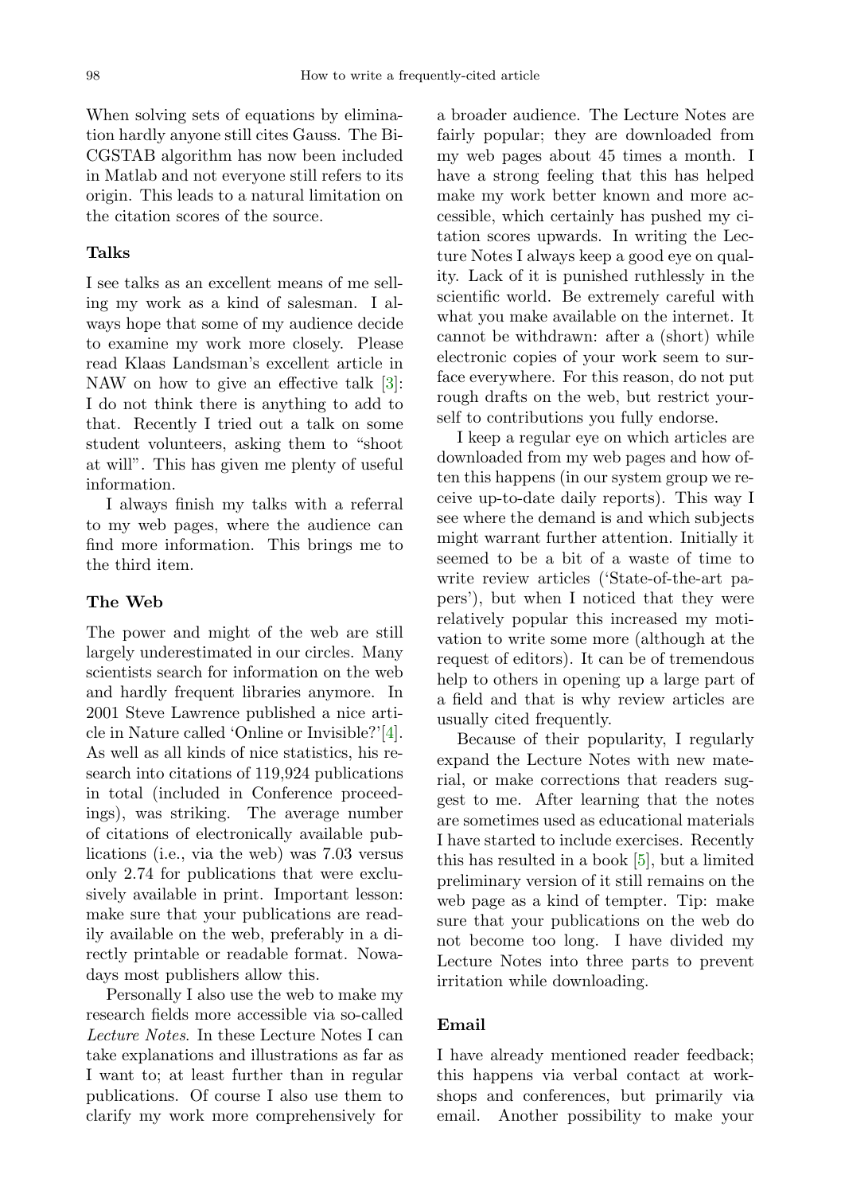When solving sets of equations by elimination hardly anyone still cites Gauss. The Bi-CGSTAB algorithm has now been included in Matlab and not everyone still refers to its origin. This leads to a natural limitation on the citation scores of the source.

### Talks

I see talks as an excellent means of me selling my work as a kind of salesman. I always hope that some of my audience decide to examine my work more closely. Please read Klaas Landsman's excellent article in NAW on how to give an effective talk [3]: I do not think there is anything to add to that. Recently I tried out a talk on some student volunteers, asking them to "shoot at will". This has given me plenty of useful information.

I always finish my talks with a referral to my web pages, where the audience can find more information. This brings me to the third item.

### The Web

The power and might of the web are still largely underestimated in our circles. Many scientists search for information on the web and hardly frequent libraries anymore. In 2001 Steve Lawrence published a nice article in Nature called 'Online or Invisible?'[4]. As well as all kinds of nice statistics, his research into citations of 119,924 publications in total (included in Conference proceedings), was striking. The average number of citations of electronically available publications (i.e., via the web) was 7.03 versus only 2.74 for publications that were exclusively available in print. Important lesson: make sure that your publications are readily available on the web, preferably in a directly printable or readable format. Nowadays most publishers allow this.

Personally I also use the web to make my research fields more accessible via so-called *Lecture Notes*. In these Lecture Notes I can take explanations and illustrations as far as I want to; at least further than in regular publications. Of course I also use them to clarify my work more comprehensively for a broader audience. The Lecture Notes are fairly popular; they are downloaded from my web pages about 45 times a month. I have a strong feeling that this has helped make my work better known and more accessible, which certainly has pushed my citation scores upwards. In writing the Lecture Notes I always keep a good eye on quality. Lack of it is punished ruthlessly in the scientific world. Be extremely careful with what you make available on the internet. It cannot be withdrawn: after a (short) while electronic copies of your work seem to surface everywhere. For this reason, do not put rough drafts on the web, but restrict yourself to contributions you fully endorse.

I keep a regular eye on which articles are downloaded from my web pages and how often this happens (in our system group we receive up-to-date daily reports). This way I see where the demand is and which subjects might warrant further attention. Initially it seemed to be a bit of a waste of time to write review articles ('State-of-the-art papers'), but when I noticed that they were relatively popular this increased my motivation to write some more (although at the request of editors). It can be of tremendous help to others in opening up a large part of a field and that is why review articles are usually cited frequently.

Because of their popularity, I regularly expand the Lecture Notes with new material, or make corrections that readers suggest to me. After learning that the notes are sometimes used as educational materials I have started to include exercises. Recently this has resulted in a book [5], but a limited preliminary version of it still remains on the web page as a kind of tempter. Tip: make sure that your publications on the web do not become too long. I have divided my Lecture Notes into three parts to prevent irritation while downloading.

### Email

I have already mentioned reader feedback; this happens via verbal contact at workshops and conferences, but primarily via email. Another possibility to make your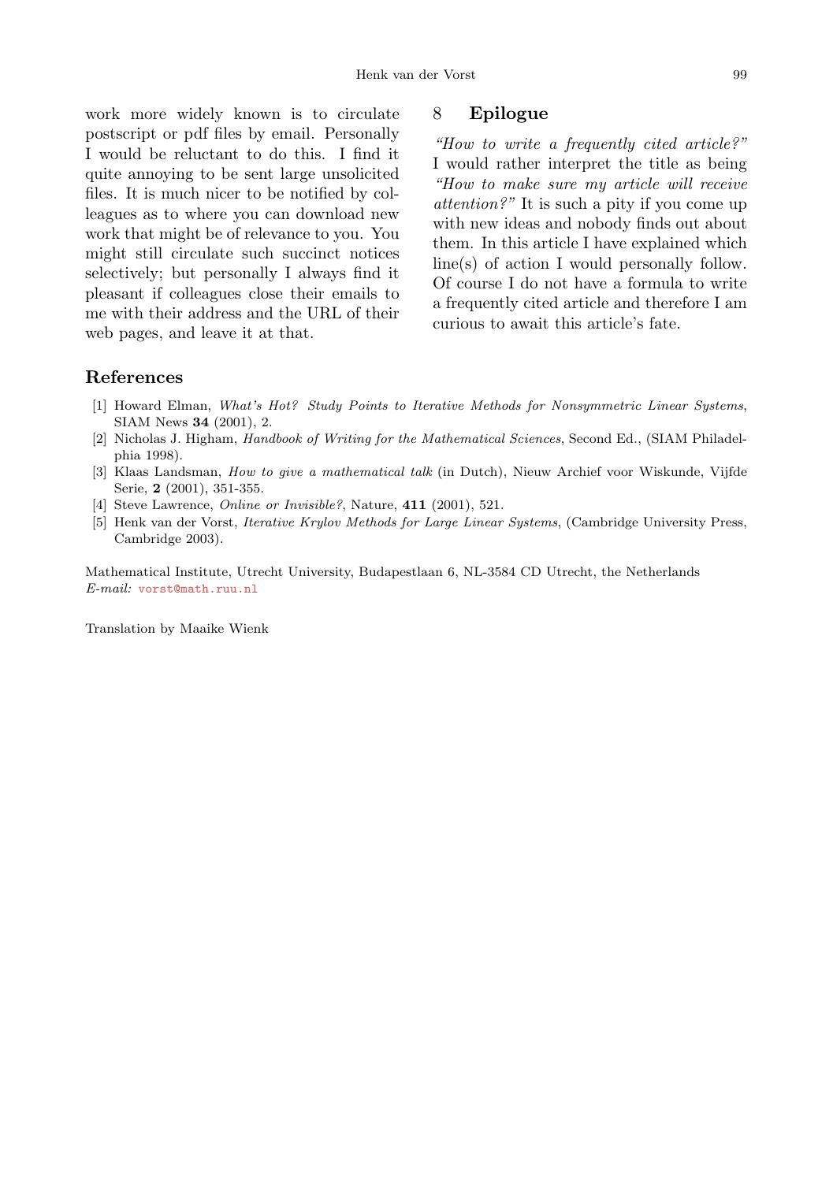work more widely known is to circulate postscript or pdf files by email. Personally I would be reluctant to do this. I find it quite annoying to be sent large unsolicited files. It is much nicer to be notified by colleagues as to where you can download new work that might be of relevance to you. You might still circulate such succinct notices selectively; but personally I always find it pleasant if colleagues close their emails to me with their address and the URL of their web pages, and leave it at that.

## 8 Epilogue

*"How to write a frequently cited article?"* I would rather interpret the title as being *"How to make sure my article will receive attention?"* It is such a pity if you come up with new ideas and nobody finds out about them. In this article I have explained which line(s) of action I would personally follow. Of course I do not have a formula to write a frequently cited article and therefore I am curious to await this article's fate.

## References

[1] Howard Elman, *What's Hot? Study Points to Iterative Methods for Nonsymmetric Linear Systems*, SIAM News **34** (2001), 2.

[2] Nicholas J. Higham, *Handbook of Writing for the Mathematical Sciences*, Second Ed., (SIAM Philadelphia 1998).

[3] Klaas Landsman, *How to give a mathematical talk* (in Dutch), Nieuw Archief voor Wiskunde, Vijfde Serie, **2** (2001), 351-355.

[4] Steve Lawrence, *Online or Invisible?*, Nature, **411** (2001), 521.

[5] Henk van der Vorst, *Iterative Krylov Methods for Large Linear Systems*, (Cambridge University Press, Cambridge 2003).

Mathematical Institute, Utrecht University, Budapestlaan 6, NL-3584 CD Utrecht, the Netherlands
*E-mail:* vorst@math.ruu.nl

Translation by Maaike Wienk